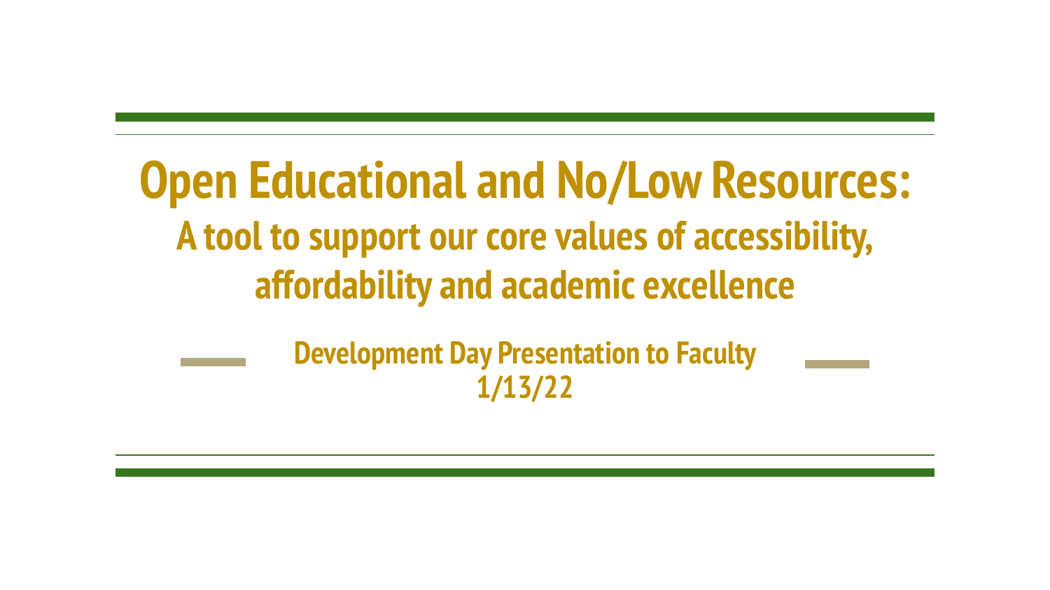# Open Educational and No/Low Resources:

## A tool to support our core values of accessibility, affordability and academic excellence

### Development Day Presentation to Faculty

### 1/13/22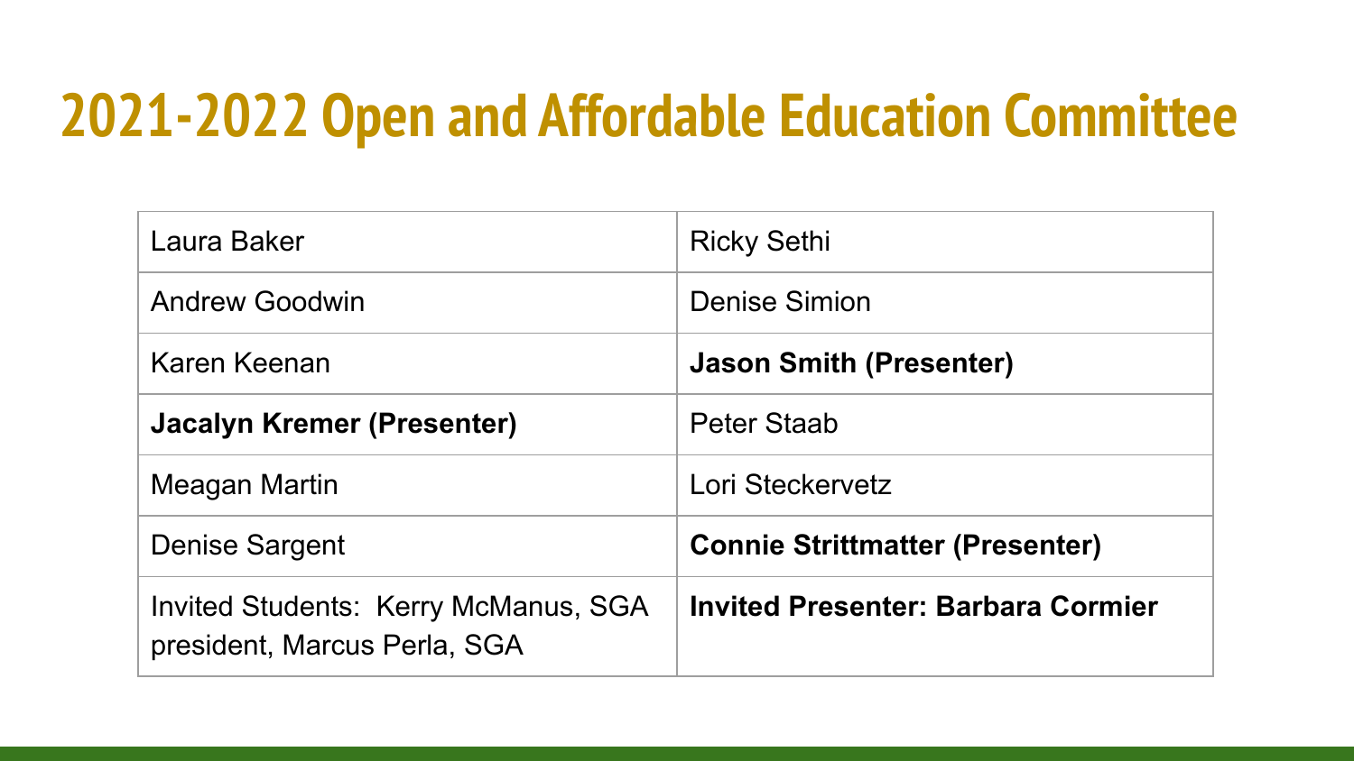# 2021-2022 Open and Affordable Education Committee

| | |
|---|---|
| Laura Baker | Ricky Sethi |
| Andrew Goodwin | Denise Simion |
| Karen Keenan | **Jason Smith (Presenter)** |
| **Jacalyn Kremer (Presenter)** | Peter Staab |
| Meagan Martin | Lori Steckervetz |
| Denise Sargent | **Connie Strittmatter (Presenter)** |
| Invited Students: Kerry McManus, SGA president, Marcus Perla, SGA | **Invited Presenter: Barbara Cormier** |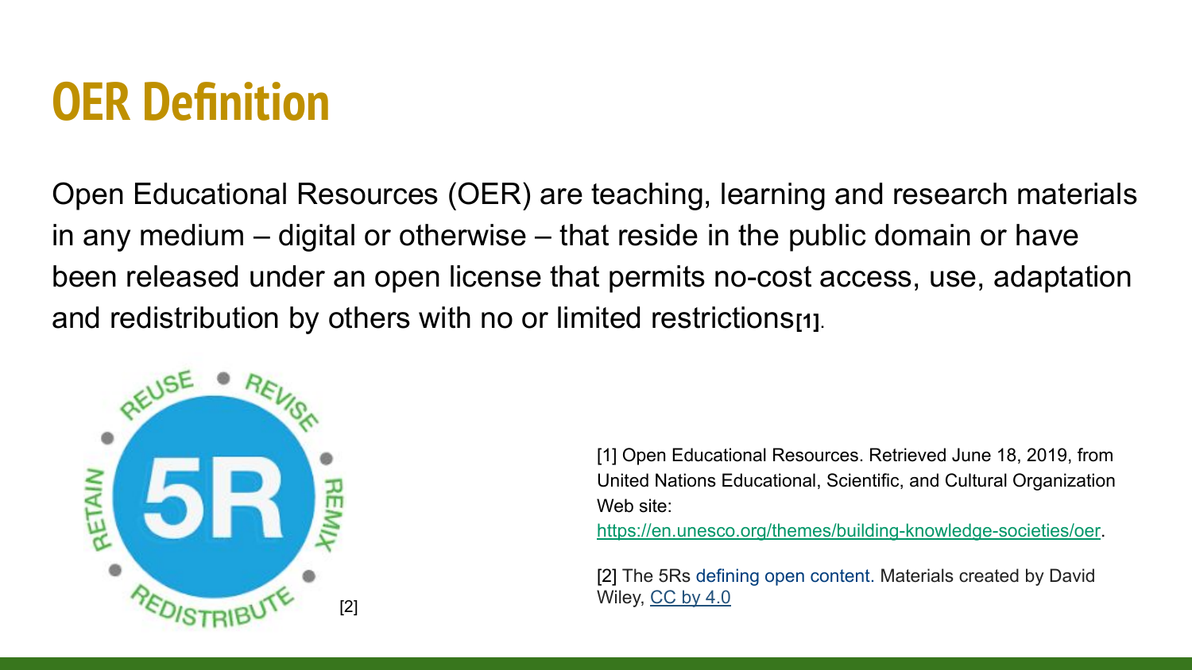# OER Definition

Open Educational Resources (OER) are teaching, learning and research materials in any medium – digital or otherwise – that reside in the public domain or have been released under an open license that permits no-cost access, use, adaptation and redistribution by others with no or limited restrictions[1].

[2]

[1] Open Educational Resources. Retrieved June 18, 2019, from United Nations Educational, Scientific, and Cultural Organization Web site: https://en.unesco.org/themes/building-knowledge-societies/oer.

[2] The 5Rs defining open content. Materials created by David Wiley, CC by 4.0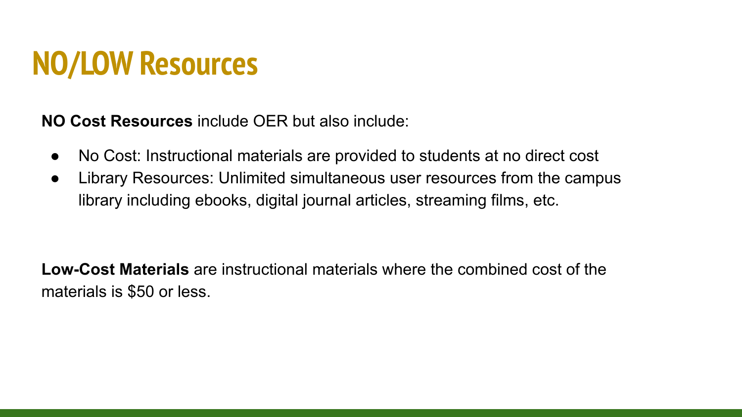# NO/LOW Resources

**NO Cost Resources** include OER but also include:

- No Cost: Instructional materials are provided to students at no direct cost
- Library Resources: Unlimited simultaneous user resources from the campus library including ebooks, digital journal articles, streaming films, etc.

**Low-Cost Materials** are instructional materials where the combined cost of the materials is $50 or less.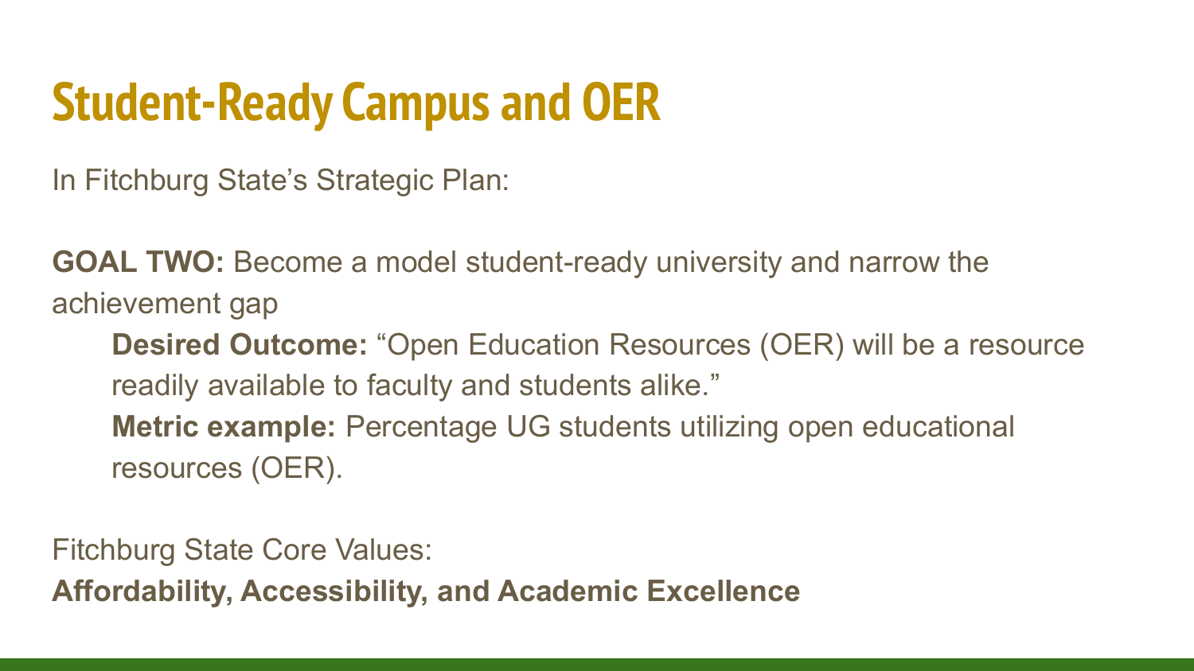# Student-Ready Campus and OER

In Fitchburg State's Strategic Plan:

**GOAL TWO:** Become a model student-ready university and narrow the achievement gap

- **Desired Outcome:** "Open Education Resources (OER) will be a resource readily available to faculty and students alike."
- **Metric example:** Percentage UG students utilizing open educational resources (OER).

Fitchburg State Core Values:

**Affordability, Accessibility, and Academic Excellence**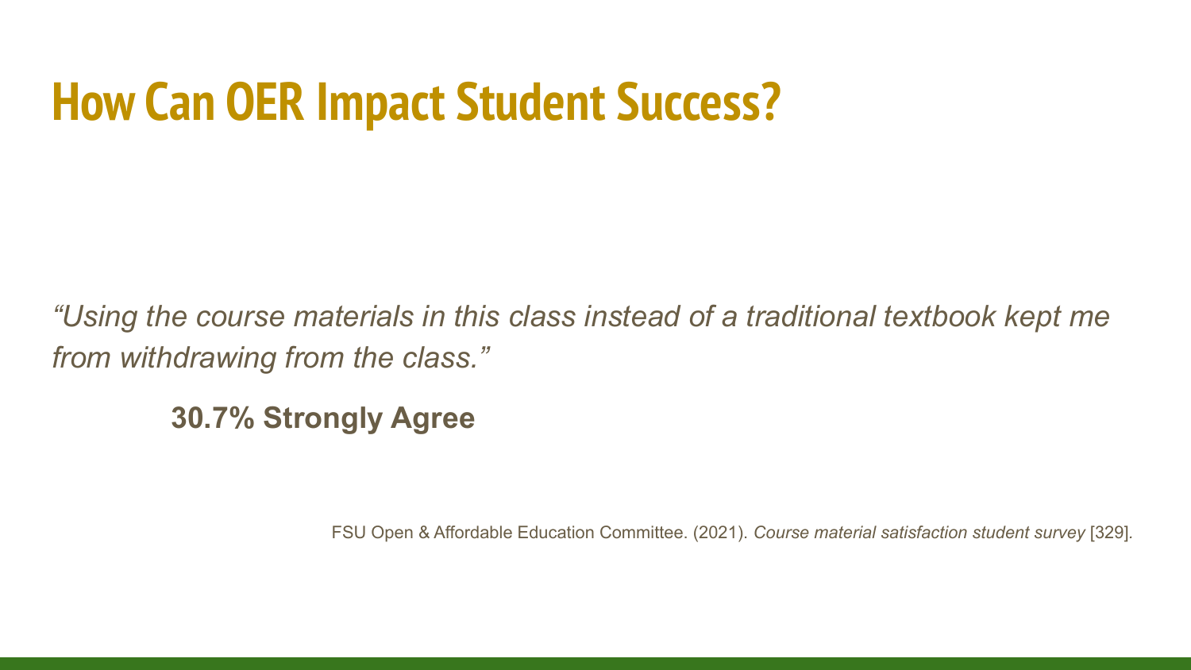# How Can OER Impact Student Success?

*"Using the course materials in this class instead of a traditional textbook kept me from withdrawing from the class."*

**30.7% Strongly Agree**

FSU Open & Affordable Education Committee. (2021). *Course material satisfaction student survey* [329].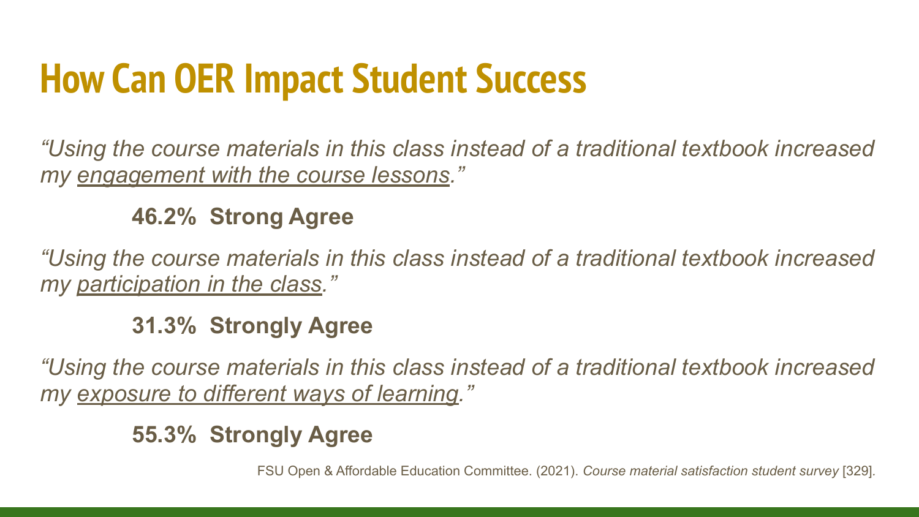# How Can OER Impact Student Success

*"Using the course materials in this class instead of a traditional textbook increased my engagement with the course lessons."*

**46.2% Strong Agree**

*"Using the course materials in this class instead of a traditional textbook increased my participation in the class."*

**31.3% Strongly Agree**

*"Using the course materials in this class instead of a traditional textbook increased my exposure to different ways of learning."*

**55.3% Strongly Agree**

FSU Open & Affordable Education Committee. (2021). *Course material satisfaction student survey* [329].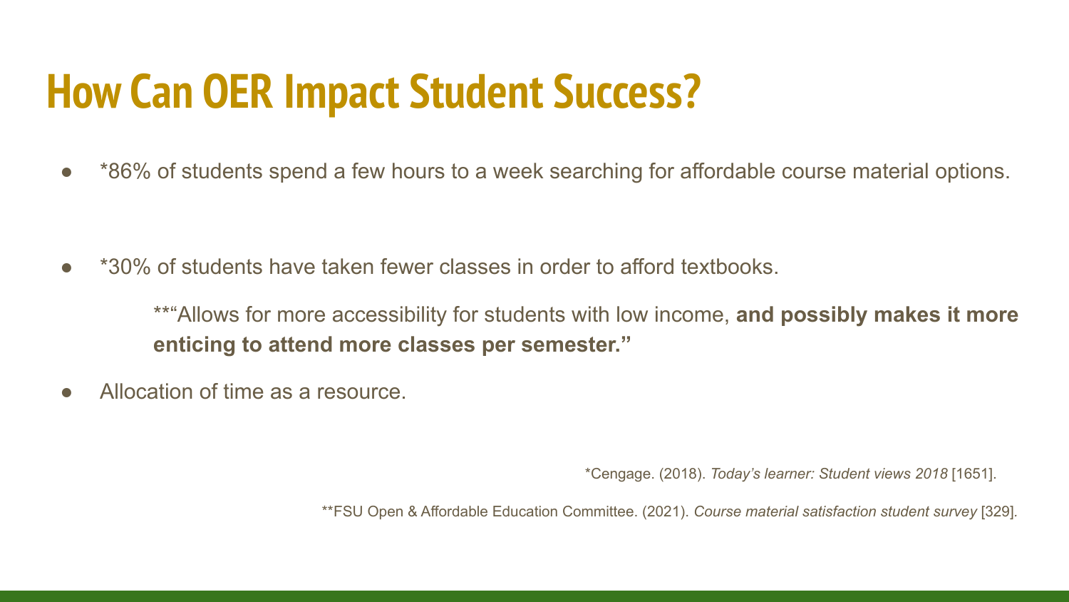# How Can OER Impact Student Success?

- *86% of students spend a few hours to a week searching for affordable course material options.

- *30% of students have taken fewer classes in order to afford textbooks.

  **"Allows for more accessibility for students with low income, **and possibly makes it more enticing to attend more classes per semester."**

- Allocation of time as a resource.

*Cengage. (2018). *Today's learner: Student views 2018* [1651].

**FSU Open & Affordable Education Committee. (2021). *Course material satisfaction student survey* [329].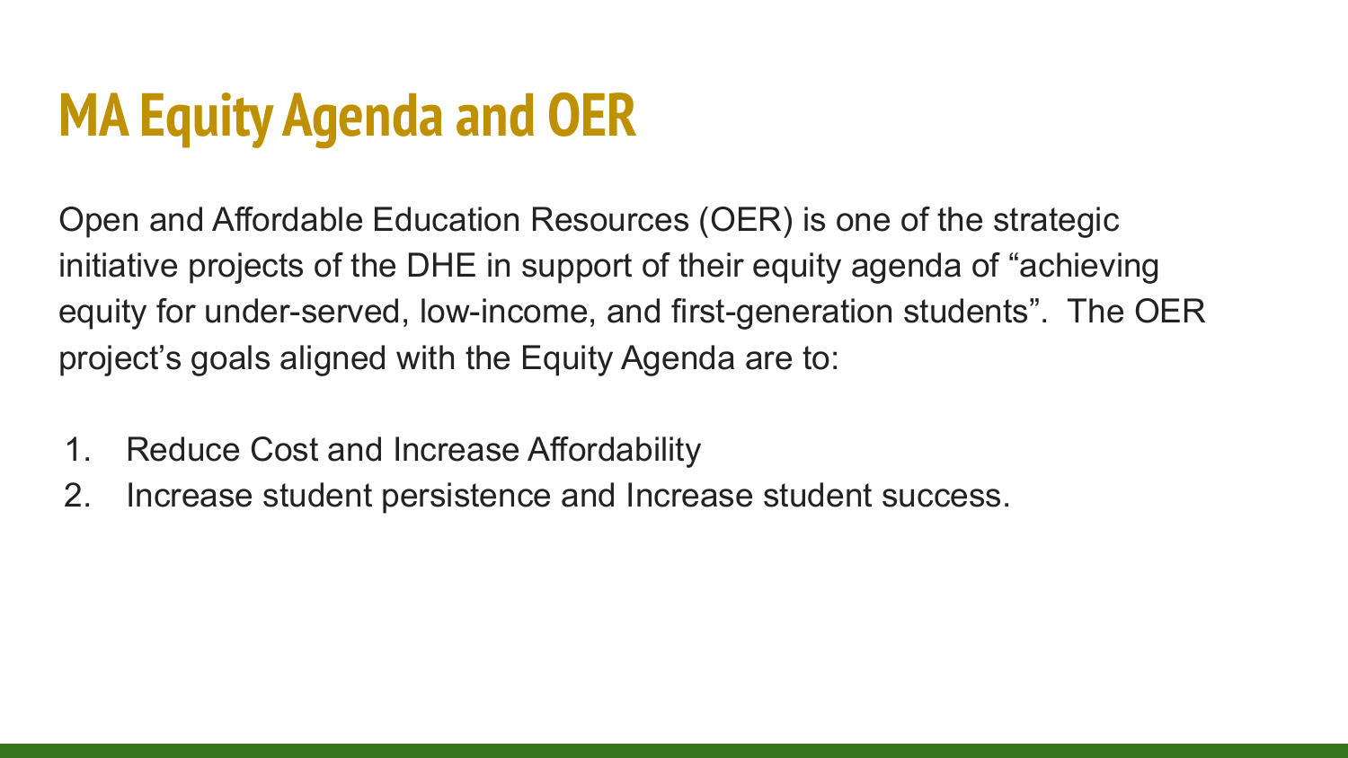# MA Equity Agenda and OER

Open and Affordable Education Resources (OER) is one of the strategic initiative projects of the DHE in support of their equity agenda of "achieving equity for under-served, low-income, and first-generation students". The OER project's goals aligned with the Equity Agenda are to:

1. Reduce Cost and Increase Affordability
2. Increase student persistence and Increase student success.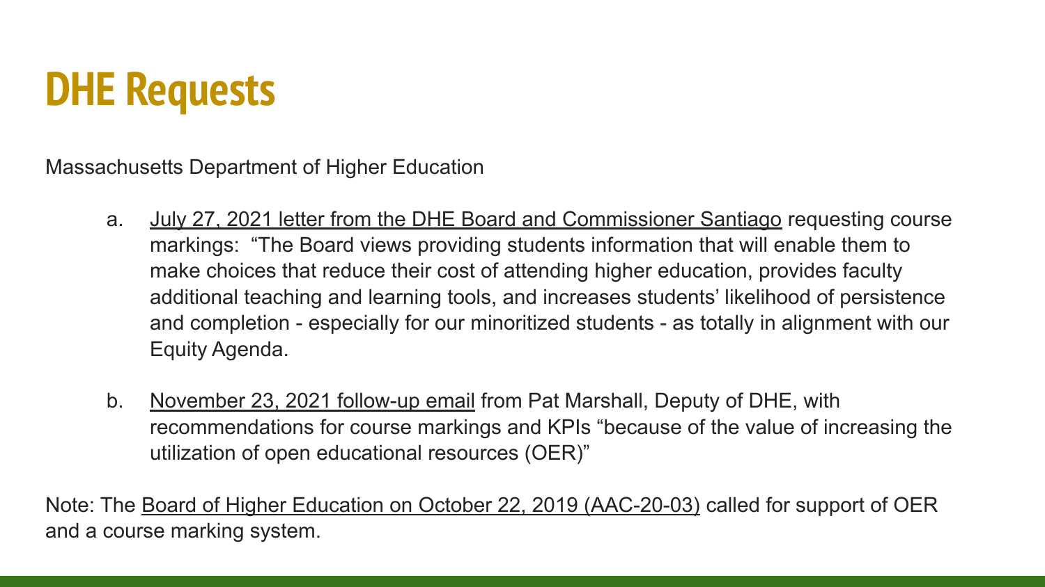# DHE Requests

Massachusetts Department of Higher Education

a. July 27, 2021 letter from the DHE Board and Commissioner Santiago requesting course markings: "The Board views providing students information that will enable them to make choices that reduce their cost of attending higher education, provides faculty additional teaching and learning tools, and increases students' likelihood of persistence and completion - especially for our minoritized students - as totally in alignment with our Equity Agenda.

b. November 23, 2021 follow-up email from Pat Marshall, Deputy of DHE, with recommendations for course markings and KPIs "because of the value of increasing the utilization of open educational resources (OER)"

Note: The Board of Higher Education on October 22, 2019 (AAC-20-03) called for support of OER and a course marking system.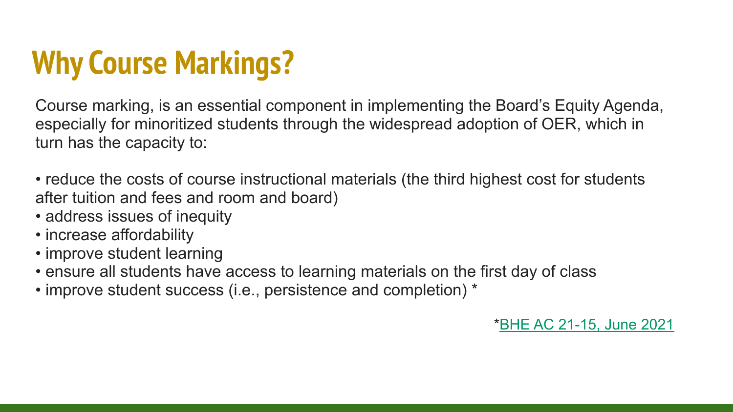# Why Course Markings?

Course marking, is an essential component in implementing the Board's Equity Agenda, especially for minoritized students through the widespread adoption of OER, which in turn has the capacity to:

- reduce the costs of course instructional materials (the third highest cost for students after tuition and fees and room and board)
- address issues of inequity
- increase affordability
- improve student learning
- ensure all students have access to learning materials on the first day of class
- improve student success (i.e., persistence and completion) *

*BHE AC 21-15, June 2021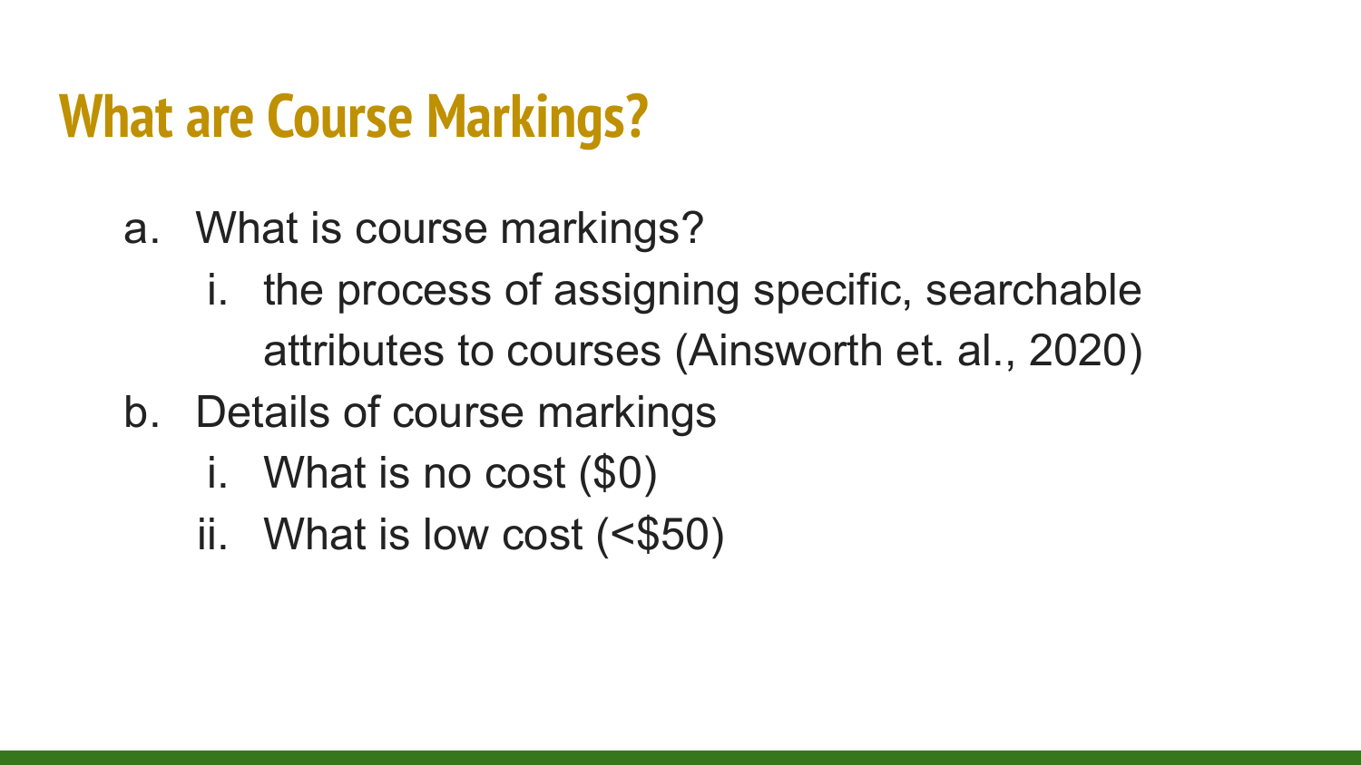# What are Course Markings?

a. What is course markings?
   i. the process of assigning specific, searchable attributes to courses (Ainsworth et. al., 2020)
b. Details of course markings
   i. What is no cost ($0)
   ii. What is low cost (<$50)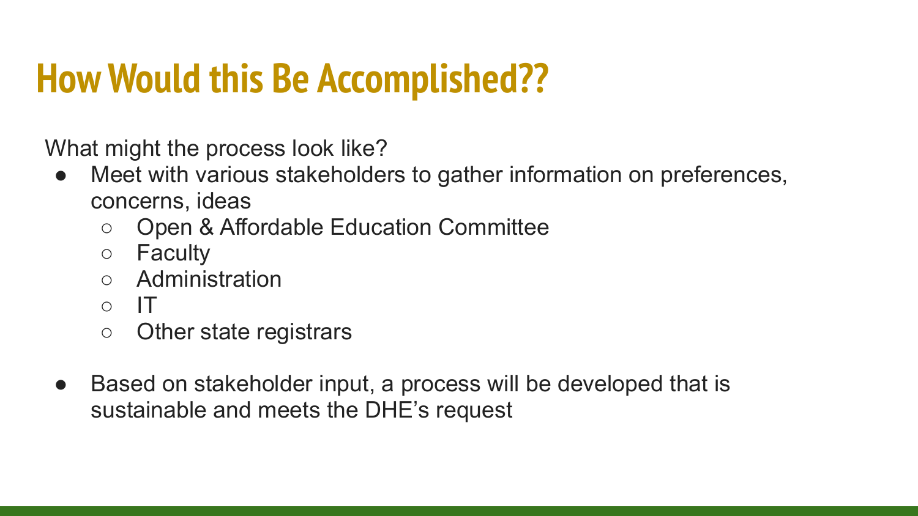# How Would this Be Accomplished??

What might the process look like?

- Meet with various stakeholders to gather information on preferences, concerns, ideas
  - Open & Affordable Education Committee
  - Faculty
  - Administration
  - IT
  - Other state registrars
- Based on stakeholder input, a process will be developed that is sustainable and meets the DHE's request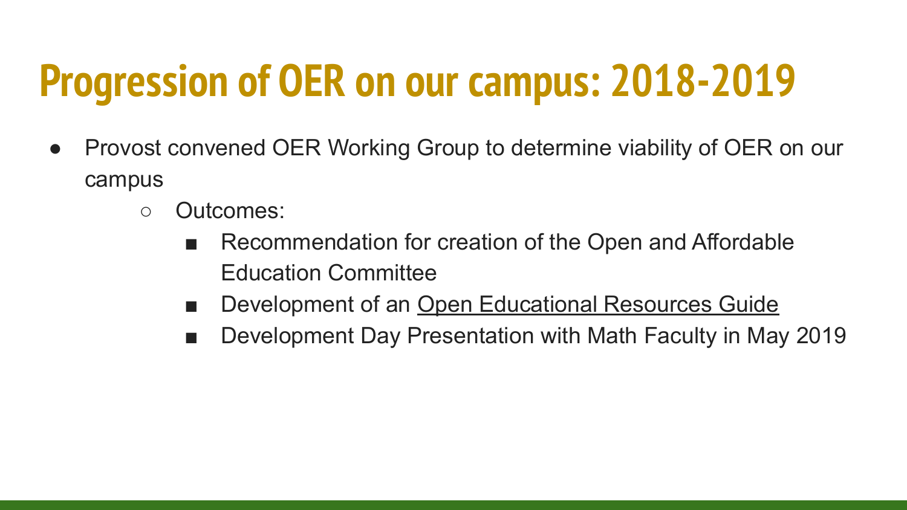# Progression of OER on our campus: 2018-2019

- Provost convened OER Working Group to determine viability of OER on our campus
  - Outcomes:
    - Recommendation for creation of the Open and Affordable Education Committee
    - Development of an Open Educational Resources Guide
    - Development Day Presentation with Math Faculty in May 2019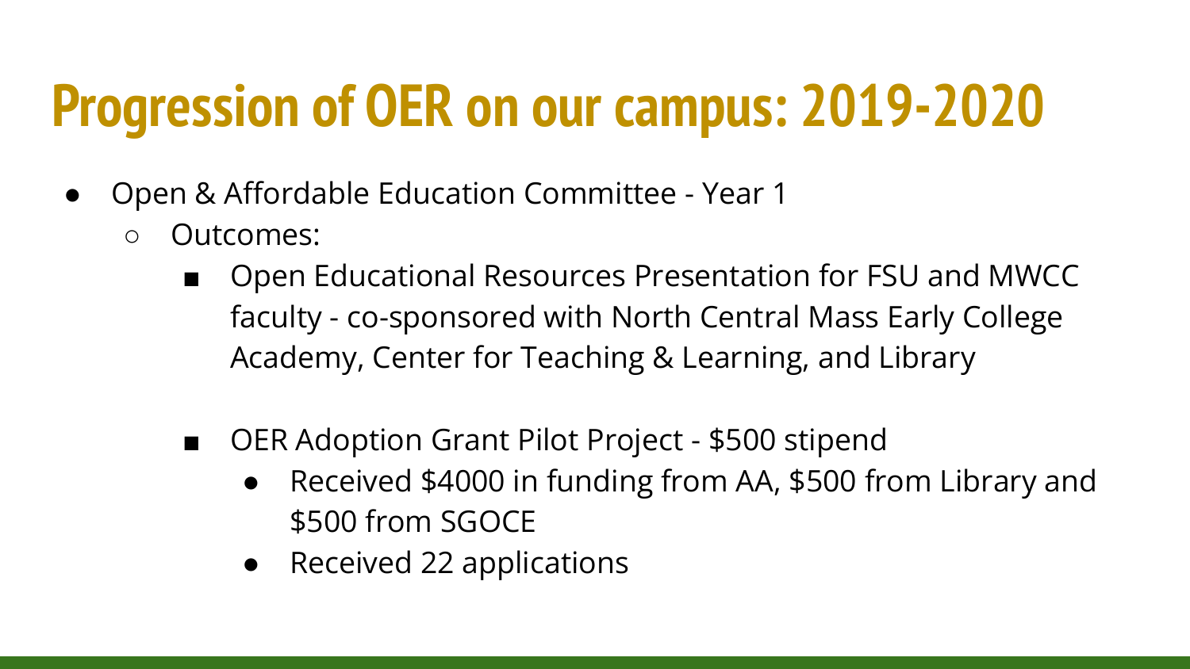# Progression of OER on our campus: 2019-2020

- Open & Affordable Education Committee - Year 1
    - Outcomes:
        - Open Educational Resources Presentation for FSU and MWCC faculty - co-sponsored with North Central Mass Early College Academy, Center for Teaching & Learning, and Library
        - OER Adoption Grant Pilot Project - $500 stipend
            - Received $4000 in funding from AA, $500 from Library and $500 from SGOCE
            - Received 22 applications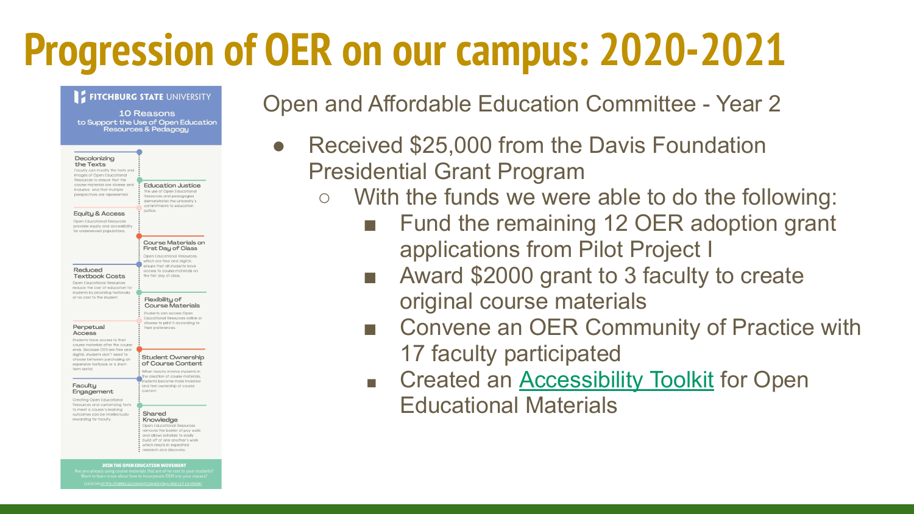# Progression of OER on our campus: 2020-2021

**FITCHBURG STATE UNIVERSITY**

**10 Reasons to Support the Use of Open Education Resources & Pedagogy**

**Decolonizing the Texts**
Faculty can modify the texts and images of Open Educational Resources to ensure that the course materials are diverse and inclusive and that multiple perspectives are represented.

**Education Justice**
The use of Open Educational Resources and pedagogies demonstrates the university's commitments to education justice.

**Equity & Access**
Open Educational Resources provides equity and accessibility for underserved populations.

**Course Materials on First Day of Class**
Open Educational Resources, which are free and digital, ensure that all students have access to course materials on the first day of class.

**Reduced Textbook Costs**
Open Educational Resources reduce the cost of education for students by providing textbooks at no cost to the student.

**Flexibility of Course Materials**
Students can access Open Educational Resources online or choose to print it according to their preferences.

**Perpetual Access**
Students have access to their course materials after the course ends. Because OER are free and digital, students don't need to choose between purchasing an expensive textbook or a short-term rental.

**Student Ownership of Course Content**
When faculty involve students in the creation of course materials, students become more invested and feel ownership of course content.

**Faculty Engagement**
Creating Open Educational Resources and customizing texts to meet a course's learning outcomes can be intellectually rewarding for faculty.

**Shared Knowledge**
Open Educational Resources removes the barrier of pay walls and allows scholars to easily build off of one another's work which results in expedited research and discovery.

**JOIN THE OPEN EDUCATION MOVEMENT**
Are you already using course materials that are of no cost to your students? Want to learn more about how to incorporate OER into your classes?
CLICK ON HTTPS://FORMS.GLE/MVQrFCGXiKDrC8rA AND LET US KNOW!

Open and Affordable Education Committee - Year 2

- Received $25,000 from the Davis Foundation Presidential Grant Program
  - With the funds we were able to do the following:
    - Fund the remaining 12 OER adoption grant applications from Pilot Project I
    - Award $2000 grant to 3 faculty to create original course materials
    - Convene an OER Community of Practice with 17 faculty participated
    - Created an [Accessibility Toolkit]() for Open Educational Materials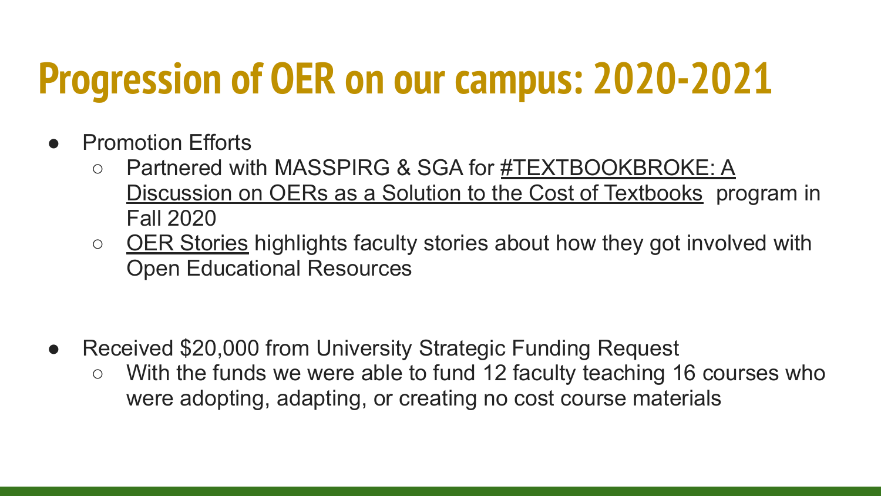# Progression of OER on our campus: 2020-2021

- Promotion Efforts
  - Partnered with MASSPIRG & SGA for #TEXTBOOKBROKE: A Discussion on OERs as a Solution to the Cost of Textbooks program in Fall 2020
  - OER Stories highlights faculty stories about how they got involved with Open Educational Resources

- Received $20,000 from University Strategic Funding Request
  - With the funds we were able to fund 12 faculty teaching 16 courses who were adopting, adapting, or creating no cost course materials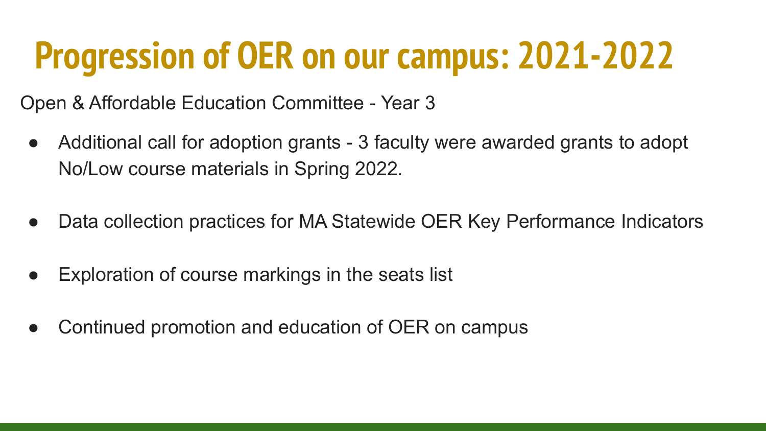# Progression of OER on our campus: 2021-2022

Open & Affordable Education Committee - Year 3

- Additional call for adoption grants - 3 faculty were awarded grants to adopt No/Low course materials in Spring 2022.
- Data collection practices for MA Statewide OER Key Performance Indicators
- Exploration of course markings in the seats list
- Continued promotion and education of OER on campus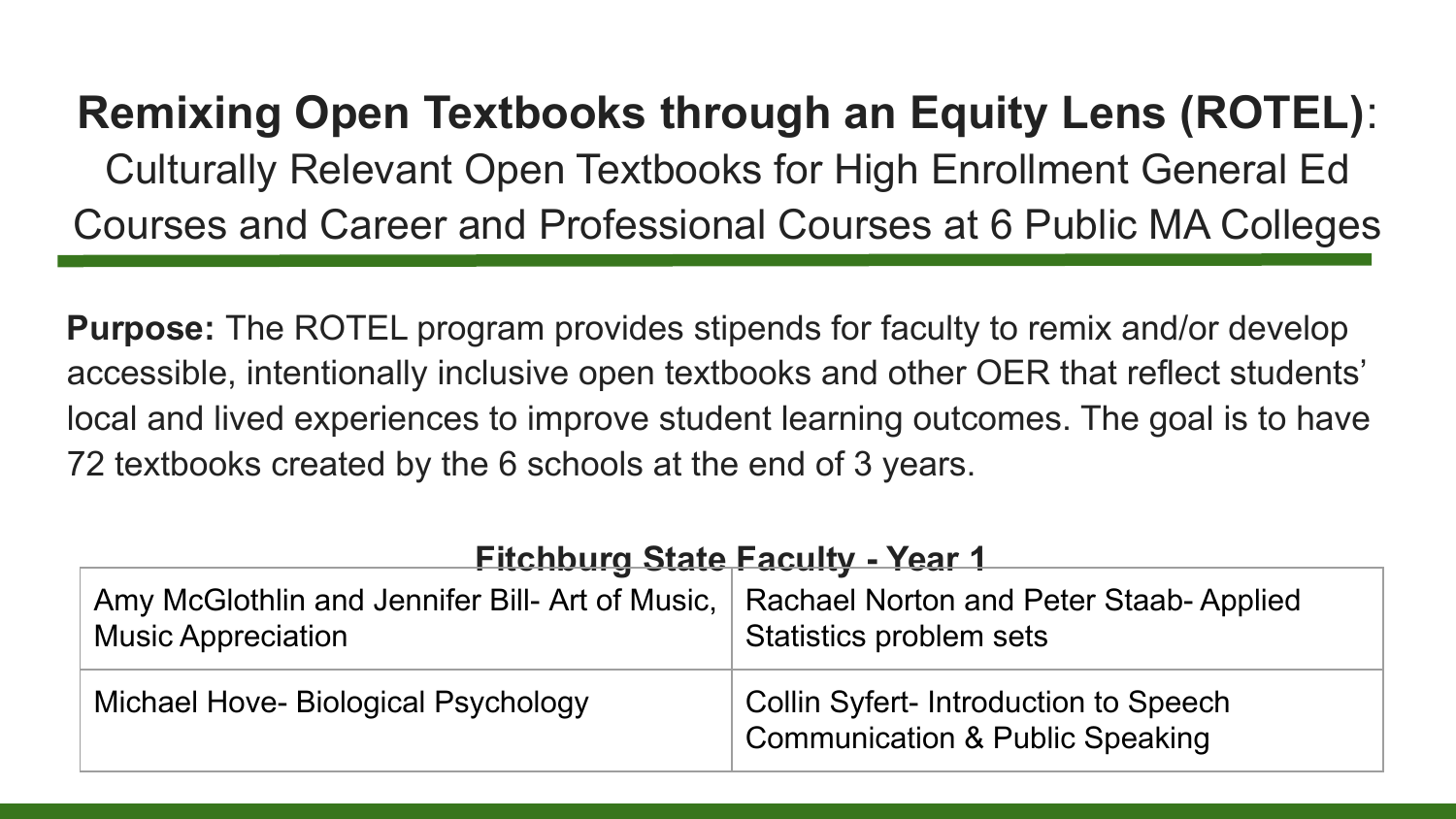# Remixing Open Textbooks through an Equity Lens (ROTEL):

Culturally Relevant Open Textbooks for High Enrollment General Ed Courses and Career and Professional Courses at 6 Public MA Colleges

**Purpose:** The ROTEL program provides stipends for faculty to remix and/or develop accessible, intentionally inclusive open textbooks and other OER that reflect students' local and lived experiences to improve student learning outcomes. The goal is to have 72 textbooks created by the 6 schools at the end of 3 years.

**Fitchburg State Faculty - Year 1**

| | |
|---|---|
| Amy McGlothlin and Jennifer Bill- Art of Music, Music Appreciation | Rachael Norton and Peter Staab- Applied Statistics problem sets |
| Michael Hove- Biological Psychology | Collin Syfert- Introduction to Speech Communication & Public Speaking |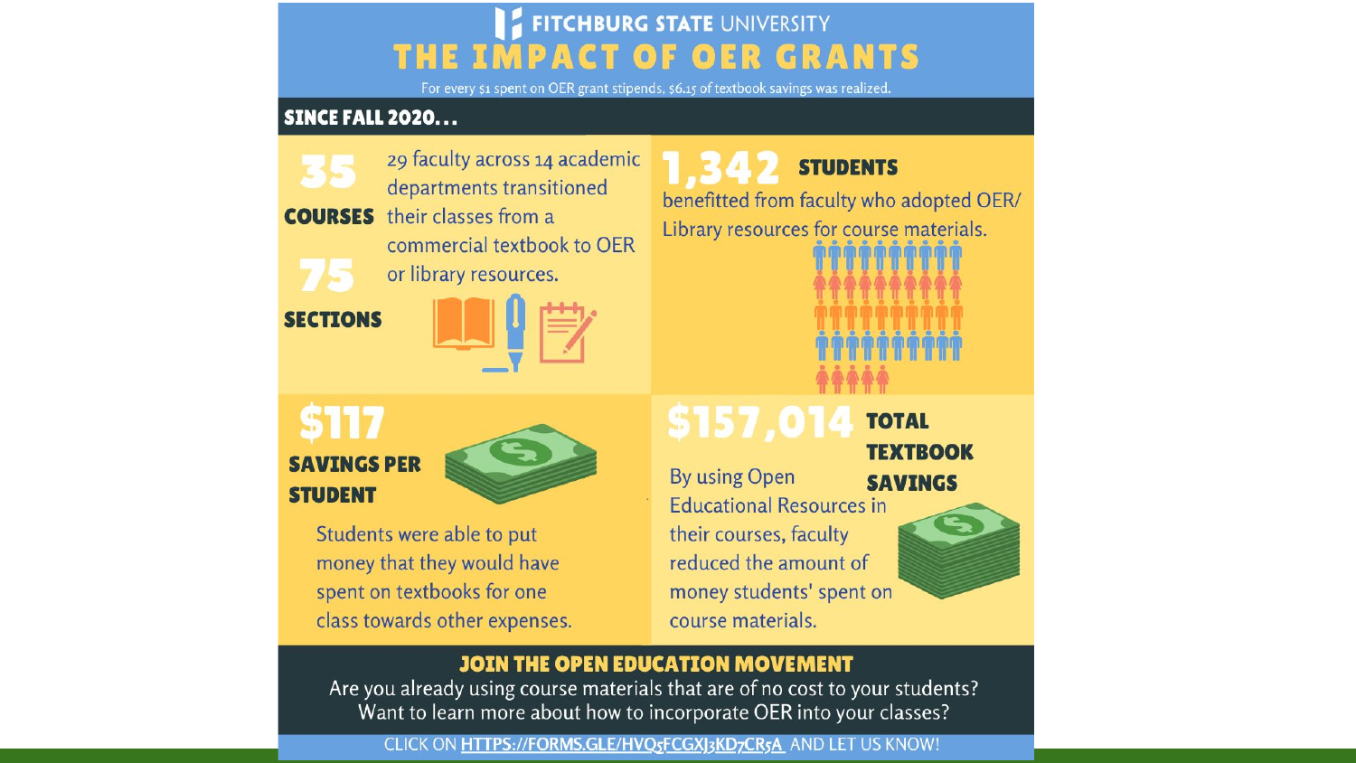# FITCHBURG STATE UNIVERSITY

## THE IMPACT OF OER GRANTS

For every $1 spent on OER grant stipends, $6.15 of textbook savings was realized.

### SINCE FALL 2020...

**35 COURSES**

**75 SECTIONS**

29 faculty across 14 academic departments transitioned their classes from a commercial textbook to OER or library resources.

**1,342 STUDENTS**

benefitted from faculty who adopted OER/ Library resources for course materials.

**$117 SAVINGS PER STUDENT**

Students were able to put money that they would have spent on textbooks for one class towards other expenses.

**$157,014 TOTAL TEXTBOOK SAVINGS**

By using Open Educational Resources in their courses, faculty reduced the amount of money students' spent on course materials.

### JOIN THE OPEN EDUCATION MOVEMENT

Are you already using course materials that are of no cost to your students?
Want to learn more about how to incorporate OER into your classes?

CLICK ON HTTPS://FORMS.GLE/HVQ5FCGXJ3KD7CR5A AND LET US KNOW!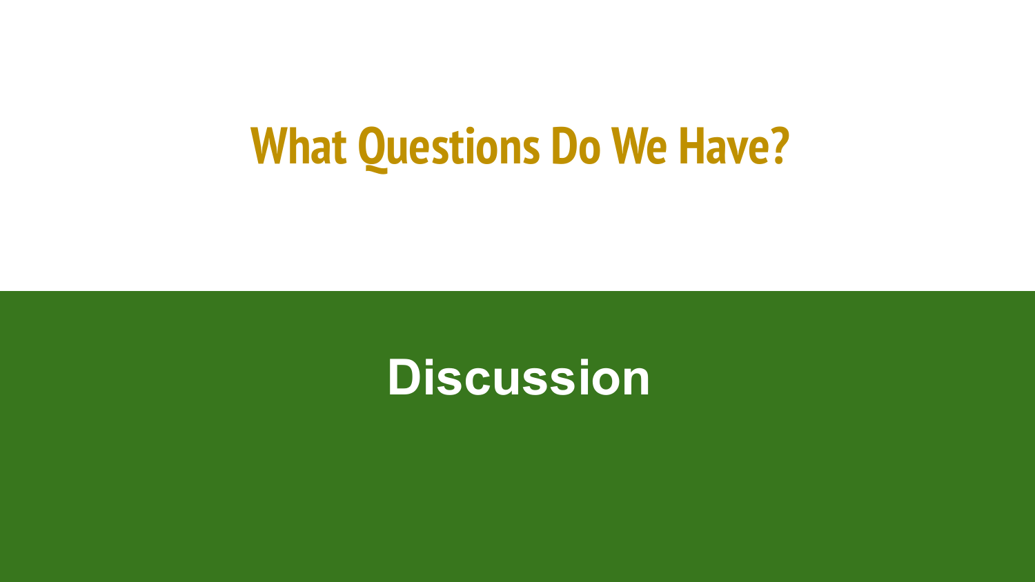# What Questions Do We Have?

## Discussion